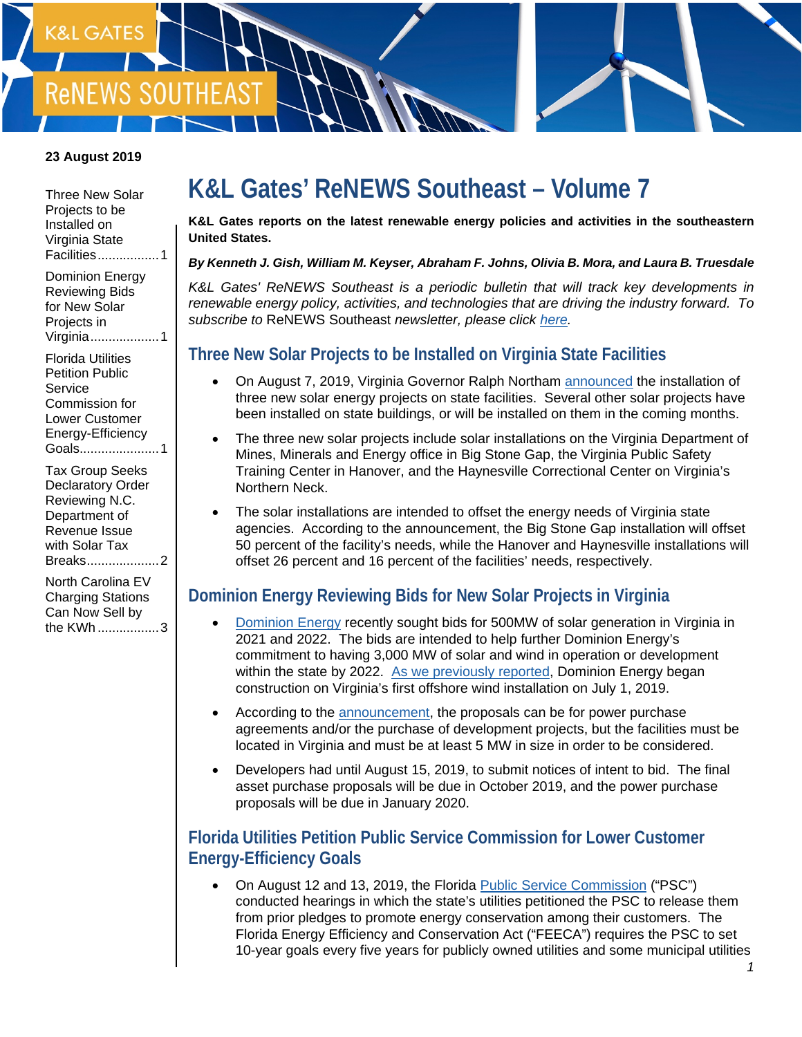K&L GATES

ReNEWS SOUTHEAST

**23 August 2019**

Three New Solar Projects to be Installed on Virginia State Facilities .................1

Dominion Energy Reviewing Bids for New Solar Projects in Virginia ...................1

Florida Utilities Petition Public Service Commission for Lower Customer Energy-Efficiency Goals......................1

Tax Group Seeks Declaratory Order Reviewing N.C. Department of Revenue Issue with Solar Tax Breaks....................2

North Carolina EV Charging Stations Can Now Sell by the KWh .................3

# K&L Gates' ReNEWS Southeast – Volume 7

**K&L Gates reports on the latest renewable energy policies and activities in the southeastern United States.**

***By Kenneth J. Gish, William M. Keyser, Abraham F. Johns, Olivia B. Mora, and Laura B. Truesdale***

*K&L Gates' ReNEWS Southeast is a periodic bulletin that will track key developments in renewable energy policy, activities, and technologies that are driving the industry forward. To subscribe to* ReNEWS Southeast *newsletter, please click here.*

## Three New Solar Projects to be Installed on Virginia State Facilities

- On August 7, 2019, Virginia Governor Ralph Northam announced the installation of three new solar energy projects on state facilities. Several other solar projects have been installed on state buildings, or will be installed on them in the coming months.
- The three new solar projects include solar installations on the Virginia Department of Mines, Minerals and Energy office in Big Stone Gap, the Virginia Public Safety Training Center in Hanover, and the Haynesville Correctional Center on Virginia's Northern Neck.
- The solar installations are intended to offset the energy needs of Virginia state agencies. According to the announcement, the Big Stone Gap installation will offset 50 percent of the facility's needs, while the Hanover and Haynesville installations will offset 26 percent and 16 percent of the facilities' needs, respectively.

## Dominion Energy Reviewing Bids for New Solar Projects in Virginia

- Dominion Energy recently sought bids for 500MW of solar generation in Virginia in 2021 and 2022. The bids are intended to help further Dominion Energy's commitment to having 3,000 MW of solar and wind in operation or development within the state by 2022. As we previously reported, Dominion Energy began construction on Virginia's first offshore wind installation on July 1, 2019.
- According to the announcement, the proposals can be for power purchase agreements and/or the purchase of development projects, but the facilities must be located in Virginia and must be at least 5 MW in size in order to be considered.
- Developers had until August 15, 2019, to submit notices of intent to bid. The final asset purchase proposals will be due in October 2019, and the power purchase proposals will be due in January 2020.

## Florida Utilities Petition Public Service Commission for Lower Customer Energy-Efficiency Goals

- On August 12 and 13, 2019, the Florida Public Service Commission ("PSC") conducted hearings in which the state's utilities petitioned the PSC to release them from prior pledges to promote energy conservation among their customers. The Florida Energy Efficiency and Conservation Act ("FEECA") requires the PSC to set 10-year goals every five years for publicly owned utilities and some municipal utilities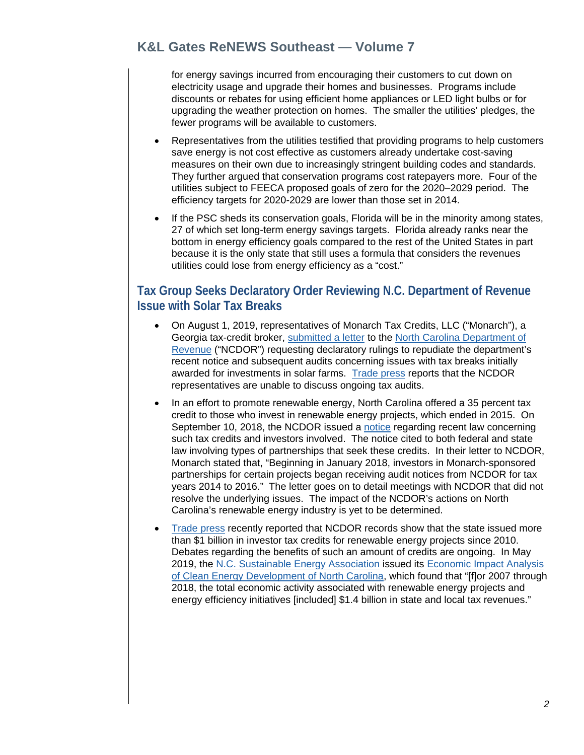for energy savings incurred from encouraging their customers to cut down on electricity usage and upgrade their homes and businesses. Programs include discounts or rebates for using efficient home appliances or LED light bulbs or for upgrading the weather protection on homes. The smaller the utilities' pledges, the fewer programs will be available to customers.

- Representatives from the utilities testified that providing programs to help customers save energy is not cost effective as customers already undertake cost-saving measures on their own due to increasingly stringent building codes and standards. They further argued that conservation programs cost ratepayers more. Four of the utilities subject to FEECA proposed goals of zero for the 2020–2029 period. The efficiency targets for 2020-2029 are lower than those set in 2014.
- If the PSC sheds its conservation goals, Florida will be in the minority among states, 27 of which set long-term energy savings targets. Florida already ranks near the bottom in energy efficiency goals compared to the rest of the United States in part because it is the only state that still uses a formula that considers the revenues utilities could lose from energy efficiency as a "cost."

## Tax Group Seeks Declaratory Order Reviewing N.C. Department of Revenue Issue with Solar Tax Breaks

- On August 1, 2019, representatives of Monarch Tax Credits, LLC ("Monarch"), a Georgia tax-credit broker, submitted a letter to the North Carolina Department of Revenue ("NCDOR") requesting declaratory rulings to repudiate the department's recent notice and subsequent audits concerning issues with tax breaks initially awarded for investments in solar farms. Trade press reports that the NCDOR representatives are unable to discuss ongoing tax audits.
- In an effort to promote renewable energy, North Carolina offered a 35 percent tax credit to those who invest in renewable energy projects, which ended in 2015. On September 10, 2018, the NCDOR issued a notice regarding recent law concerning such tax credits and investors involved. The notice cited to both federal and state law involving types of partnerships that seek these credits. In their letter to NCDOR, Monarch stated that, "Beginning in January 2018, investors in Monarch-sponsored partnerships for certain projects began receiving audit notices from NCDOR for tax years 2014 to 2016." The letter goes on to detail meetings with NCDOR that did not resolve the underlying issues. The impact of the NCDOR's actions on North Carolina's renewable energy industry is yet to be determined.
- Trade press recently reported that NCDOR records show that the state issued more than $1 billion in investor tax credits for renewable energy projects since 2010. Debates regarding the benefits of such an amount of credits are ongoing. In May 2019, the N.C. Sustainable Energy Association issued its Economic Impact Analysis of Clean Energy Development of North Carolina, which found that "[f]or 2007 through 2018, the total economic activity associated with renewable energy projects and energy efficiency initiatives [included] $1.4 billion in state and local tax revenues."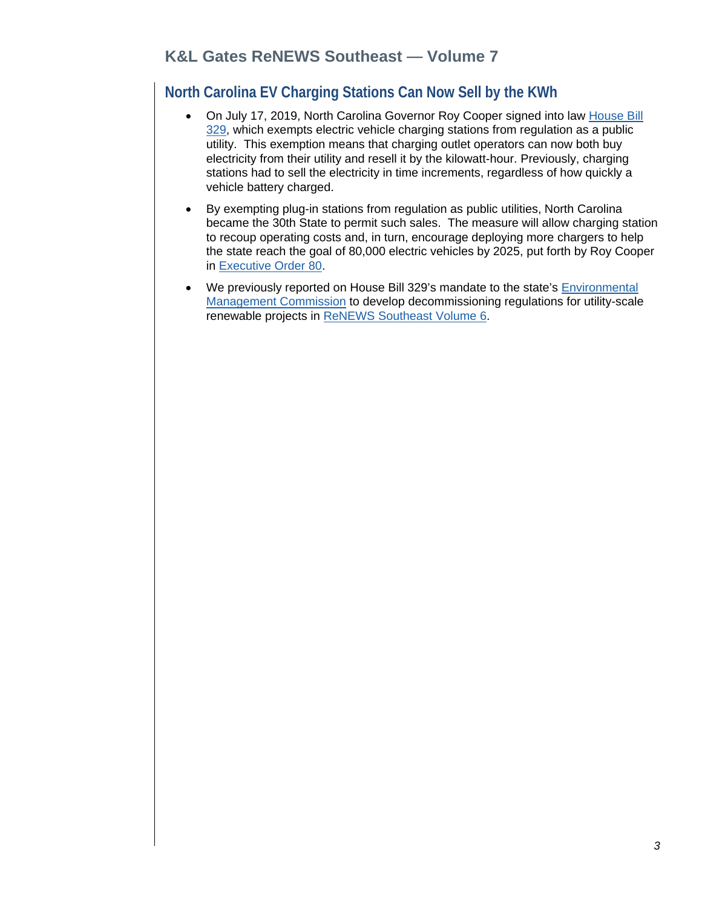## North Carolina EV Charging Stations Can Now Sell by the KWh

- On July 17, 2019, North Carolina Governor Roy Cooper signed into law House Bill 329, which exempts electric vehicle charging stations from regulation as a public utility. This exemption means that charging outlet operators can now both buy electricity from their utility and resell it by the kilowatt-hour. Previously, charging stations had to sell the electricity in time increments, regardless of how quickly a vehicle battery charged.
- By exempting plug-in stations from regulation as public utilities, North Carolina became the 30th State to permit such sales. The measure will allow charging station to recoup operating costs and, in turn, encourage deploying more chargers to help the state reach the goal of 80,000 electric vehicles by 2025, put forth by Roy Cooper in Executive Order 80.
- We previously reported on House Bill 329's mandate to the state's Environmental Management Commission to develop decommissioning regulations for utility-scale renewable projects in ReNEWS Southeast Volume 6.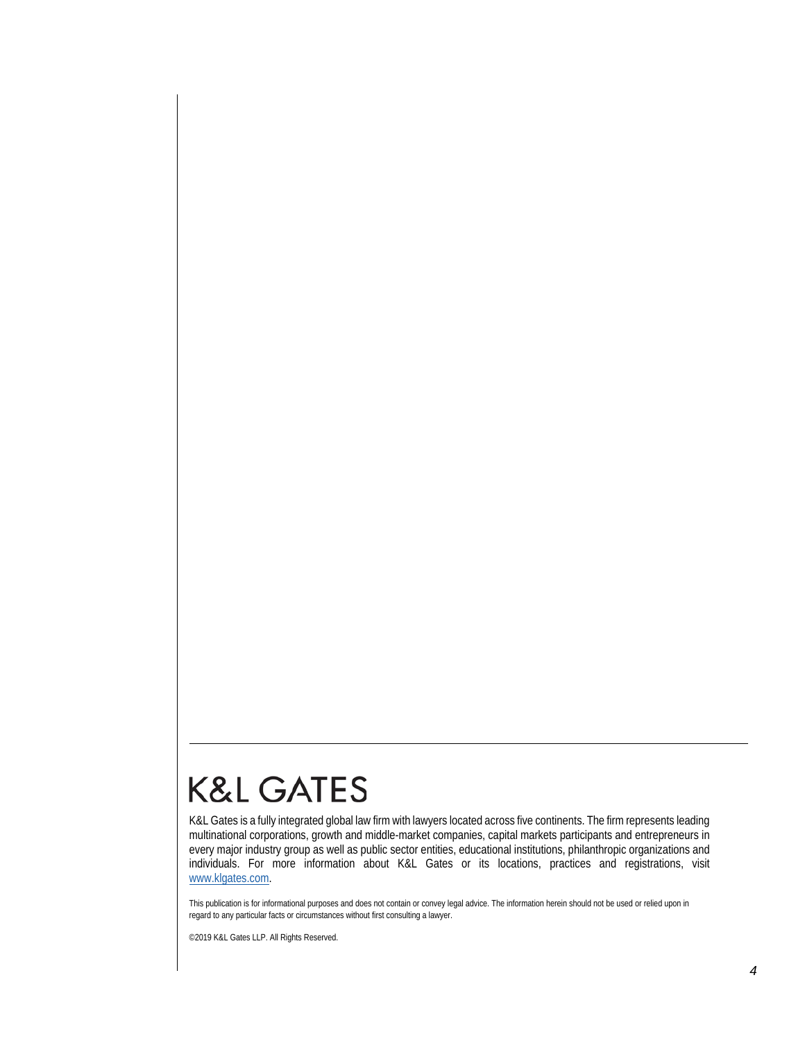# K&L GATES

K&L Gates is a fully integrated global law firm with lawyers located across five continents. The firm represents leading multinational corporations, growth and middle-market companies, capital markets participants and entrepreneurs in every major industry group as well as public sector entities, educational institutions, philanthropic organizations and individuals. For more information about K&L Gates or its locations, practices and registrations, visit [www.klgates.com](http://www.klgates.com).

This publication is for informational purposes and does not contain or convey legal advice. The information herein should not be used or relied upon in regard to any particular facts or circumstances without first consulting a lawyer.

©2019 K&L Gates LLP. All Rights Reserved.